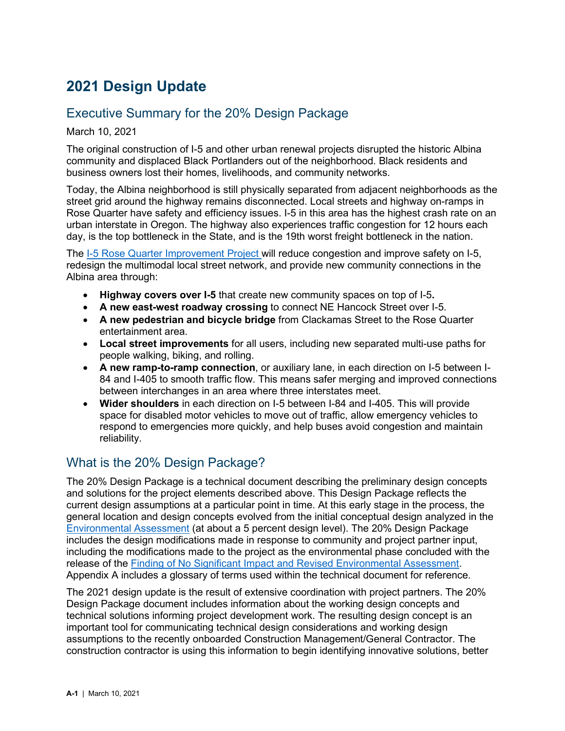# 2021 Design Update

## Executive Summary for the 20% Design Package

March 10, 2021

The original construction of I-5 and other urban renewal projects disrupted the historic Albina community and displaced Black Portlanders out of the neighborhood. Black residents and business owners lost their homes, livelihoods, and community networks.

Today, the Albina neighborhood is still physically separated from adjacent neighborhoods as the street grid around the highway remains disconnected. Local streets and highway on-ramps in Rose Quarter have safety and efficiency issues. I-5 in this area has the highest crash rate on an urban interstate in Oregon. The highway also experiences traffic congestion for 12 hours each day, is the top bottleneck in the State, and is the 19th worst freight bottleneck in the nation.

The I-5 Rose Quarter Improvement Project will reduce congestion and improve safety on I-5, redesign the multimodal local street network, and provide new community connections in the Albina area through:

- **Highway covers over I-5** that create new community spaces on top of I-5**.**
- **A new east-west roadway crossing** to connect NE Hancock Street over I-5.
- **A new pedestrian and bicycle bridge** from Clackamas Street to the Rose Quarter entertainment area.
- **Local street improvements** for all users, including new separated multi-use paths for people walking, biking, and rolling.
- **A new ramp-to-ramp connection**, or auxiliary lane, in each direction on I-5 between I-84 and I-405 to smooth traffic flow. This means safer merging and improved connections between interchanges in an area where three interstates meet.
- **Wider shoulders** in each direction on I-5 between I-84 and I-405. This will provide space for disabled motor vehicles to move out of traffic, allow emergency vehicles to respond to emergencies more quickly, and help buses avoid congestion and maintain reliability.

## What is the 20% Design Package?

The 20% Design Package is a technical document describing the preliminary design concepts and solutions for the project elements described above. This Design Package reflects the current design assumptions at a particular point in time. At this early stage in the process, the general location and design concepts evolved from the initial conceptual design analyzed in the Environmental Assessment (at about a 5 percent design level). The 20% Design Package includes the design modifications made in response to community and project partner input, including the modifications made to the project as the environmental phase concluded with the release of the Finding of No Significant Impact and Revised Environmental Assessment. Appendix A includes a glossary of terms used within the technical document for reference.

The 2021 design update is the result of extensive coordination with project partners. The 20% Design Package document includes information about the working design concepts and technical solutions informing project development work. The resulting design concept is an important tool for communicating technical design considerations and working design assumptions to the recently onboarded Construction Management/General Contractor. The construction contractor is using this information to begin identifying innovative solutions, better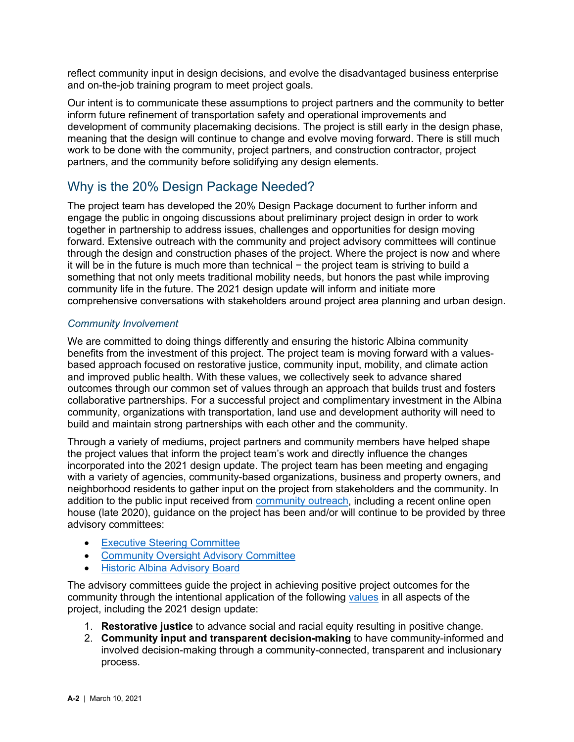reflect community input in design decisions, and evolve the disadvantaged business enterprise and on-the-job training program to meet project goals.

Our intent is to communicate these assumptions to project partners and the community to better inform future refinement of transportation safety and operational improvements and development of community placemaking decisions. The project is still early in the design phase, meaning that the design will continue to change and evolve moving forward. There is still much work to be done with the community, project partners, and construction contractor, project partners, and the community before solidifying any design elements.

## Why is the 20% Design Package Needed?

The project team has developed the 20% Design Package document to further inform and engage the public in ongoing discussions about preliminary project design in order to work together in partnership to address issues, challenges and opportunities for design moving forward. Extensive outreach with the community and project advisory committees will continue through the design and construction phases of the project. Where the project is now and where it will be in the future is much more than technical − the project team is striving to build a something that not only meets traditional mobility needs, but honors the past while improving community life in the future. The 2021 design update will inform and initiate more comprehensive conversations with stakeholders around project area planning and urban design.

### *Community Involvement*

We are committed to doing things differently and ensuring the historic Albina community benefits from the investment of this project. The project team is moving forward with a values-based approach focused on restorative justice, community input, mobility, and climate action and improved public health. With these values, we collectively seek to advance shared outcomes through our common set of values through an approach that builds trust and fosters collaborative partnerships. For a successful project and complimentary investment in the Albina community, organizations with transportation, land use and development authority will need to build and maintain strong partnerships with each other and the community.

Through a variety of mediums, project partners and community members have helped shape the project values that inform the project team's work and directly influence the changes incorporated into the 2021 design update. The project team has been meeting and engaging with a variety of agencies, community-based organizations, business and property owners, and neighborhood residents to gather input on the project from stakeholders and the community. In addition to the public input received from community outreach, including a recent online open house (late 2020), guidance on the project has been and/or will continue to be provided by three advisory committees:

- Executive Steering Committee
- Community Oversight Advisory Committee
- Historic Albina Advisory Board

The advisory committees guide the project in achieving positive project outcomes for the community through the intentional application of the following values in all aspects of the project, including the 2021 design update:

1. **Restorative justice** to advance social and racial equity resulting in positive change.
2. **Community input and transparent decision-making** to have community-informed and involved decision-making through a community-connected, transparent and inclusionary process.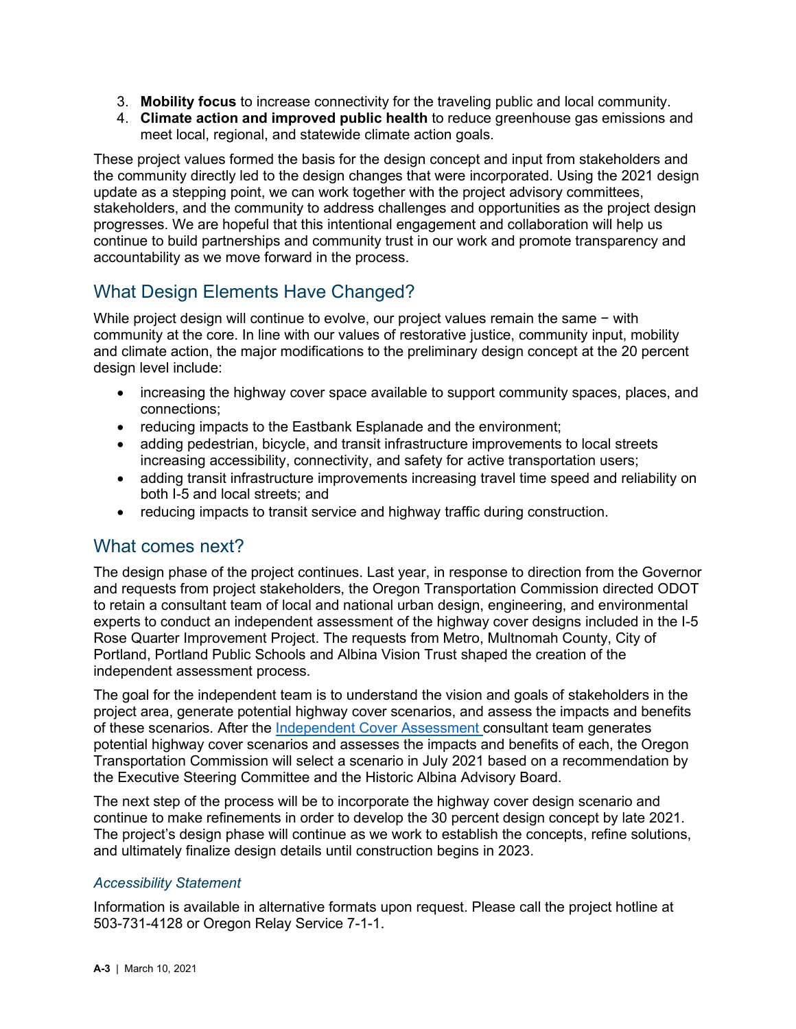3. **Mobility focus** to increase connectivity for the traveling public and local community.
4. **Climate action and improved public health** to reduce greenhouse gas emissions and meet local, regional, and statewide climate action goals.

These project values formed the basis for the design concept and input from stakeholders and the community directly led to the design changes that were incorporated. Using the 2021 design update as a stepping point, we can work together with the project advisory committees, stakeholders, and the community to address challenges and opportunities as the project design progresses. We are hopeful that this intentional engagement and collaboration will help us continue to build partnerships and community trust in our work and promote transparency and accountability as we move forward in the process.

## What Design Elements Have Changed?

While project design will continue to evolve, our project values remain the same − with community at the core. In line with our values of restorative justice, community input, mobility and climate action, the major modifications to the preliminary design concept at the 20 percent design level include:

- increasing the highway cover space available to support community spaces, places, and connections;
- reducing impacts to the Eastbank Esplanade and the environment;
- adding pedestrian, bicycle, and transit infrastructure improvements to local streets increasing accessibility, connectivity, and safety for active transportation users;
- adding transit infrastructure improvements increasing travel time speed and reliability on both I-5 and local streets; and
- reducing impacts to transit service and highway traffic during construction.

## What comes next?

The design phase of the project continues. Last year, in response to direction from the Governor and requests from project stakeholders, the Oregon Transportation Commission directed ODOT to retain a consultant team of local and national urban design, engineering, and environmental experts to conduct an independent assessment of the highway cover designs included in the I-5 Rose Quarter Improvement Project. The requests from Metro, Multnomah County, City of Portland, Portland Public Schools and Albina Vision Trust shaped the creation of the independent assessment process.

The goal for the independent team is to understand the vision and goals of stakeholders in the project area, generate potential highway cover scenarios, and assess the impacts and benefits of these scenarios. After the Independent Cover Assessment consultant team generates potential highway cover scenarios and assesses the impacts and benefits of each, the Oregon Transportation Commission will select a scenario in July 2021 based on a recommendation by the Executive Steering Committee and the Historic Albina Advisory Board.

The next step of the process will be to incorporate the highway cover design scenario and continue to make refinements in order to develop the 30 percent design concept by late 2021. The project's design phase will continue as we work to establish the concepts, refine solutions, and ultimately finalize design details until construction begins in 2023.

### *Accessibility Statement*

Information is available in alternative formats upon request. Please call the project hotline at 503-731-4128 or Oregon Relay Service 7-1-1.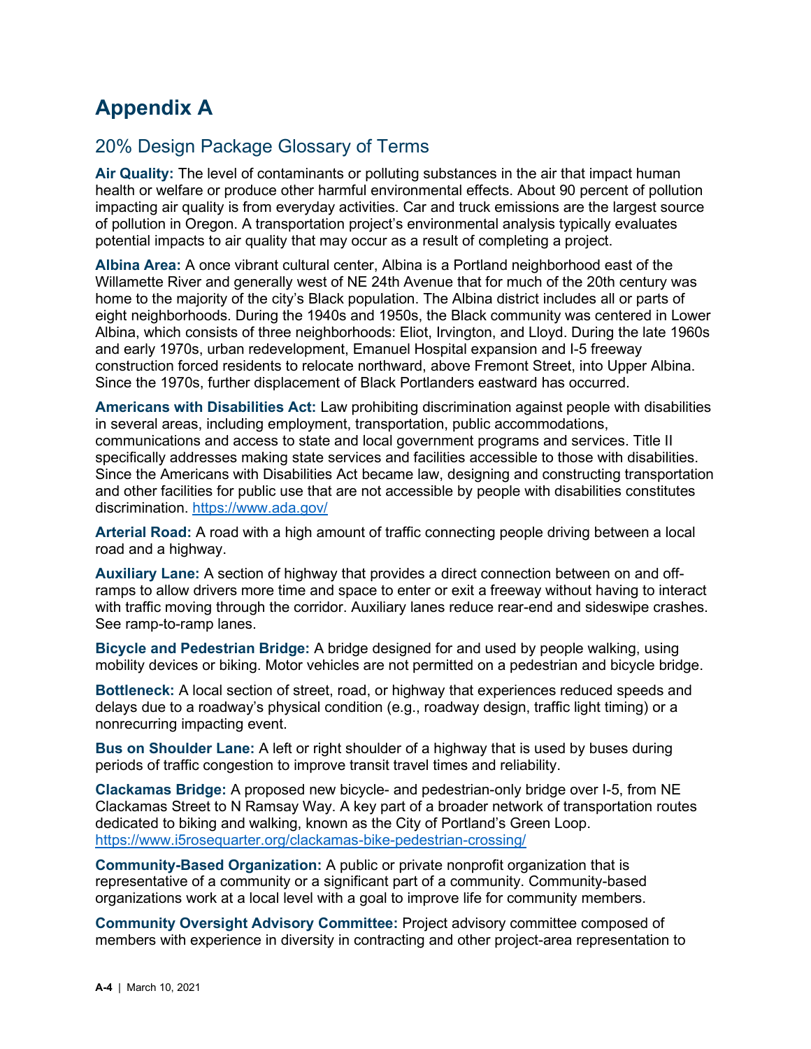# Appendix A

## 20% Design Package Glossary of Terms

**Air Quality:** The level of contaminants or polluting substances in the air that impact human health or welfare or produce other harmful environmental effects. About 90 percent of pollution impacting air quality is from everyday activities. Car and truck emissions are the largest source of pollution in Oregon. A transportation project's environmental analysis typically evaluates potential impacts to air quality that may occur as a result of completing a project.

**Albina Area:** A once vibrant cultural center, Albina is a Portland neighborhood east of the Willamette River and generally west of NE 24th Avenue that for much of the 20th century was home to the majority of the city's Black population. The Albina district includes all or parts of eight neighborhoods. During the 1940s and 1950s, the Black community was centered in Lower Albina, which consists of three neighborhoods: Eliot, Irvington, and Lloyd. During the late 1960s and early 1970s, urban redevelopment, Emanuel Hospital expansion and I-5 freeway construction forced residents to relocate northward, above Fremont Street, into Upper Albina. Since the 1970s, further displacement of Black Portlanders eastward has occurred.

**Americans with Disabilities Act:** Law prohibiting discrimination against people with disabilities in several areas, including employment, transportation, public accommodations, communications and access to state and local government programs and services. Title II specifically addresses making state services and facilities accessible to those with disabilities. Since the Americans with Disabilities Act became law, designing and constructing transportation and other facilities for public use that are not accessible by people with disabilities constitutes discrimination. https://www.ada.gov/

**Arterial Road:** A road with a high amount of traffic connecting people driving between a local road and a highway.

**Auxiliary Lane:** A section of highway that provides a direct connection between on and off-ramps to allow drivers more time and space to enter or exit a freeway without having to interact with traffic moving through the corridor. Auxiliary lanes reduce rear-end and sideswipe crashes. See ramp-to-ramp lanes.

**Bicycle and Pedestrian Bridge:** A bridge designed for and used by people walking, using mobility devices or biking. Motor vehicles are not permitted on a pedestrian and bicycle bridge.

**Bottleneck:** A local section of street, road, or highway that experiences reduced speeds and delays due to a roadway's physical condition (e.g., roadway design, traffic light timing) or a nonrecurring impacting event.

**Bus on Shoulder Lane:** A left or right shoulder of a highway that is used by buses during periods of traffic congestion to improve transit travel times and reliability.

**Clackamas Bridge:** A proposed new bicycle- and pedestrian-only bridge over I-5, from NE Clackamas Street to N Ramsay Way. A key part of a broader network of transportation routes dedicated to biking and walking, known as the City of Portland's Green Loop. https://www.i5rosequarter.org/clackamas-bike-pedestrian-crossing/

**Community-Based Organization:** A public or private nonprofit organization that is representative of a community or a significant part of a community. Community-based organizations work at a local level with a goal to improve life for community members.

**Community Oversight Advisory Committee:** Project advisory committee composed of members with experience in diversity in contracting and other project-area representation to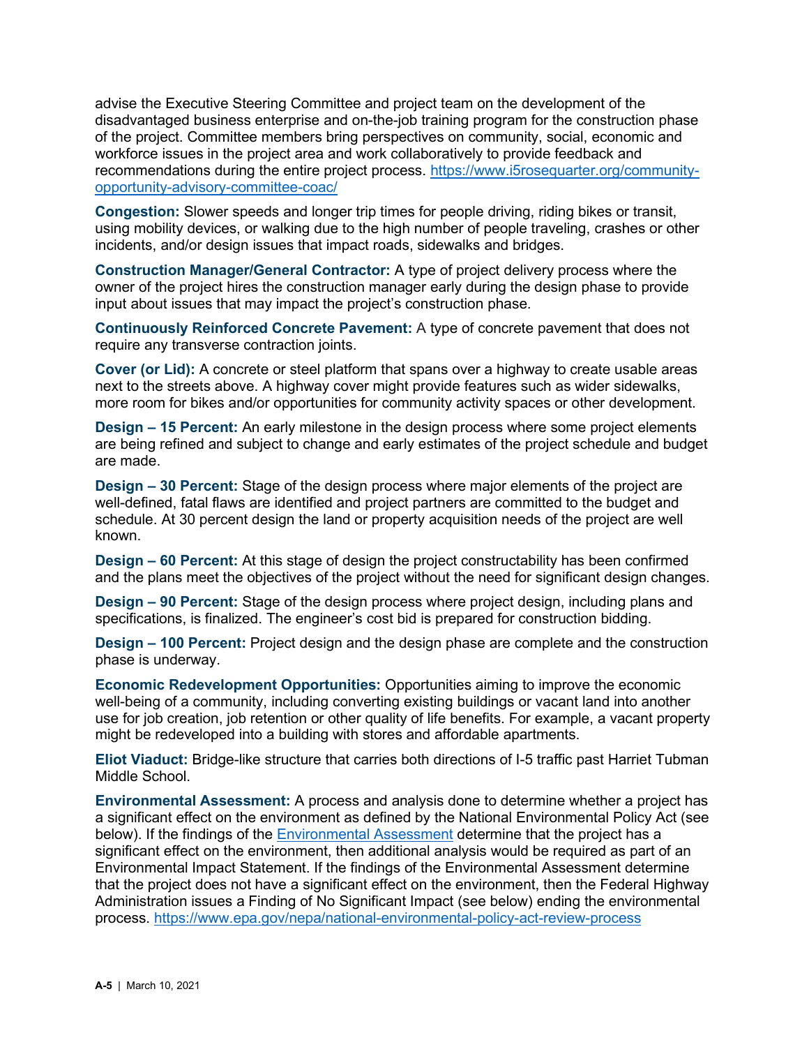advise the Executive Steering Committee and project team on the development of the disadvantaged business enterprise and on-the-job training program for the construction phase of the project. Committee members bring perspectives on community, social, economic and workforce issues in the project area and work collaboratively to provide feedback and recommendations during the entire project process. [https://www.i5rosequarter.org/community-opportunity-advisory-committee-coac/](https://www.i5rosequarter.org/community-opportunity-advisory-committee-coac/)

**Congestion:** Slower speeds and longer trip times for people driving, riding bikes or transit, using mobility devices, or walking due to the high number of people traveling, crashes or other incidents, and/or design issues that impact roads, sidewalks and bridges.

**Construction Manager/General Contractor:** A type of project delivery process where the owner of the project hires the construction manager early during the design phase to provide input about issues that may impact the project's construction phase.

**Continuously Reinforced Concrete Pavement:** A type of concrete pavement that does not require any transverse contraction joints.

**Cover (or Lid):** A concrete or steel platform that spans over a highway to create usable areas next to the streets above. A highway cover might provide features such as wider sidewalks, more room for bikes and/or opportunities for community activity spaces or other development.

**Design – 15 Percent:** An early milestone in the design process where some project elements are being refined and subject to change and early estimates of the project schedule and budget are made.

**Design – 30 Percent:** Stage of the design process where major elements of the project are well-defined, fatal flaws are identified and project partners are committed to the budget and schedule. At 30 percent design the land or property acquisition needs of the project are well known.

**Design – 60 Percent:** At this stage of design the project constructability has been confirmed and the plans meet the objectives of the project without the need for significant design changes.

**Design – 90 Percent:** Stage of the design process where project design, including plans and specifications, is finalized. The engineer's cost bid is prepared for construction bidding.

**Design – 100 Percent:** Project design and the design phase are complete and the construction phase is underway.

**Economic Redevelopment Opportunities:** Opportunities aiming to improve the economic well-being of a community, including converting existing buildings or vacant land into another use for job creation, job retention or other quality of life benefits. For example, a vacant property might be redeveloped into a building with stores and affordable apartments.

**Eliot Viaduct:** Bridge-like structure that carries both directions of I-5 traffic past Harriet Tubman Middle School.

**Environmental Assessment:** A process and analysis done to determine whether a project has a significant effect on the environment as defined by the National Environmental Policy Act (see below). If the findings of the Environmental Assessment determine that the project has a significant effect on the environment, then additional analysis would be required as part of an Environmental Impact Statement. If the findings of the Environmental Assessment determine that the project does not have a significant effect on the environment, then the Federal Highway Administration issues a Finding of No Significant Impact (see below) ending the environmental process. [https://www.epa.gov/nepa/national-environmental-policy-act-review-process](https://www.epa.gov/nepa/national-environmental-policy-act-review-process)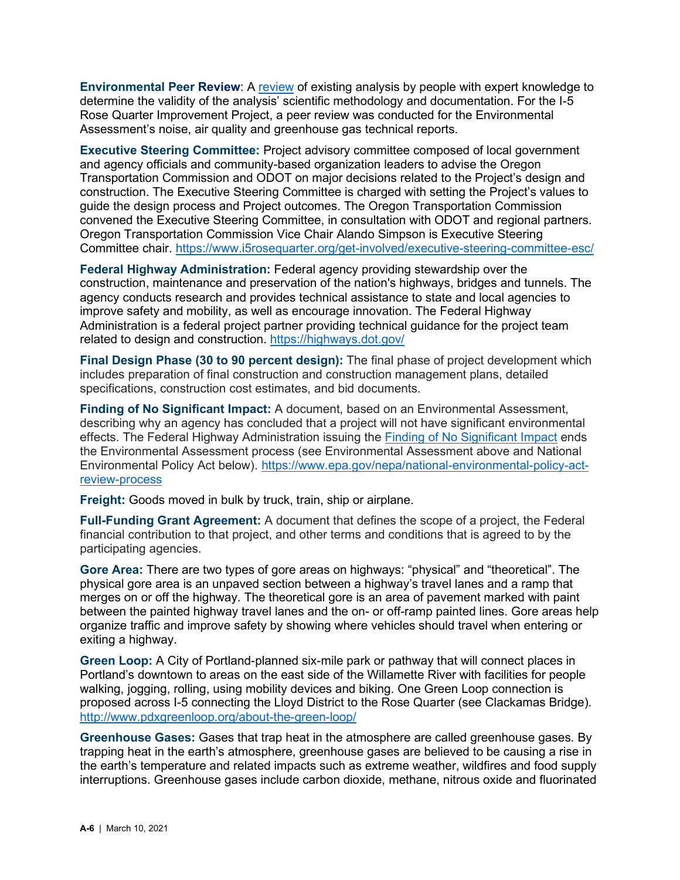**Environmental Peer Review**: A [review](#) of existing analysis by people with expert knowledge to determine the validity of the analysis' scientific methodology and documentation. For the I-5 Rose Quarter Improvement Project, a peer review was conducted for the Environmental Assessment's noise, air quality and greenhouse gas technical reports.

**Executive Steering Committee:** Project advisory committee composed of local government and agency officials and community-based organization leaders to advise the Oregon Transportation Commission and ODOT on major decisions related to the Project's design and construction. The Executive Steering Committee is charged with setting the Project's values to guide the design process and Project outcomes. The Oregon Transportation Commission convened the Executive Steering Committee, in consultation with ODOT and regional partners. Oregon Transportation Commission Vice Chair Alando Simpson is Executive Steering Committee chair. https://www.i5rosequarter.org/get-involved/executive-steering-committee-esc/

**Federal Highway Administration:** Federal agency providing stewardship over the construction, maintenance and preservation of the nation's highways, bridges and tunnels. The agency conducts research and provides technical assistance to state and local agencies to improve safety and mobility, as well as encourage innovation. The Federal Highway Administration is a federal project partner providing technical guidance for the project team related to design and construction. https://highways.dot.gov/

**Final Design Phase (30 to 90 percent design):** The final phase of project development which includes preparation of final construction and construction management plans, detailed specifications, construction cost estimates, and bid documents.

**Finding of No Significant Impact:** A document, based on an Environmental Assessment, describing why an agency has concluded that a project will not have significant environmental effects. The Federal Highway Administration issuing the [Finding of No Significant Impact](#) ends the Environmental Assessment process (see Environmental Assessment above and National Environmental Policy Act below). https://www.epa.gov/nepa/national-environmental-policy-act-review-process

**Freight:** Goods moved in bulk by truck, train, ship or airplane.

**Full-Funding Grant Agreement:** A document that defines the scope of a project, the Federal financial contribution to that project, and other terms and conditions that is agreed to by the participating agencies.

**Gore Area:** There are two types of gore areas on highways: "physical" and "theoretical". The physical gore area is an unpaved section between a highway's travel lanes and a ramp that merges on or off the highway. The theoretical gore is an area of pavement marked with paint between the painted highway travel lanes and the on- or off-ramp painted lines. Gore areas help organize traffic and improve safety by showing where vehicles should travel when entering or exiting a highway.

**Green Loop:** A City of Portland-planned six-mile park or pathway that will connect places in Portland's downtown to areas on the east side of the Willamette River with facilities for people walking, jogging, rolling, using mobility devices and biking. One Green Loop connection is proposed across I-5 connecting the Lloyd District to the Rose Quarter (see Clackamas Bridge). http://www.pdxgreenloop.org/about-the-green-loop/

**Greenhouse Gases:** Gases that trap heat in the atmosphere are called greenhouse gases. By trapping heat in the earth's atmosphere, greenhouse gases are believed to be causing a rise in the earth's temperature and related impacts such as extreme weather, wildfires and food supply interruptions. Greenhouse gases include carbon dioxide, methane, nitrous oxide and fluorinated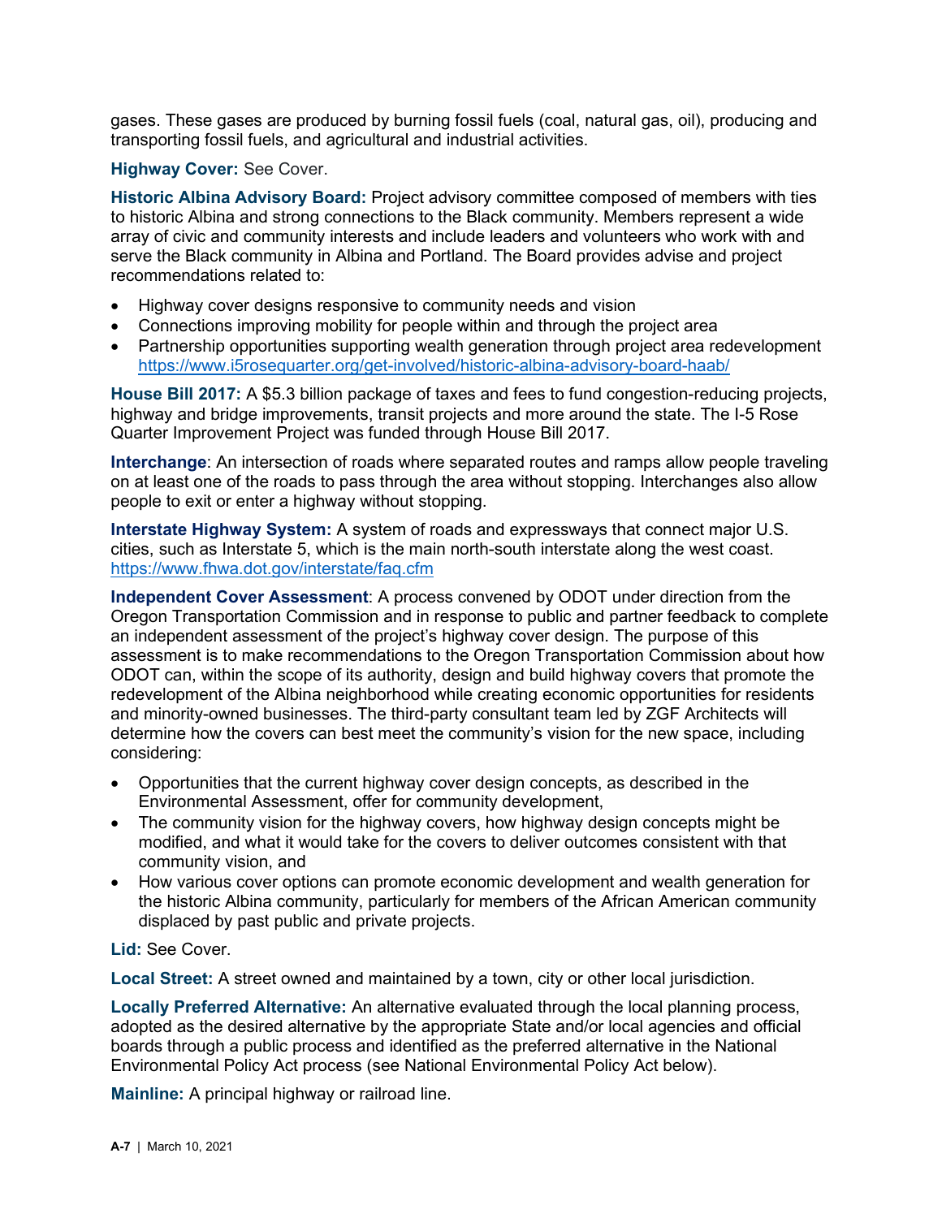gases. These gases are produced by burning fossil fuels (coal, natural gas, oil), producing and transporting fossil fuels, and agricultural and industrial activities.

**Highway Cover:** See Cover.

**Historic Albina Advisory Board:** Project advisory committee composed of members with ties to historic Albina and strong connections to the Black community. Members represent a wide array of civic and community interests and include leaders and volunteers who work with and serve the Black community in Albina and Portland. The Board provides advise and project recommendations related to:

- Highway cover designs responsive to community needs and vision
- Connections improving mobility for people within and through the project area
- Partnership opportunities supporting wealth generation through project area redevelopment https://www.i5rosequarter.org/get-involved/historic-albina-advisory-board-haab/

**House Bill 2017:** A $5.3 billion package of taxes and fees to fund congestion-reducing projects, highway and bridge improvements, transit projects and more around the state. The I-5 Rose Quarter Improvement Project was funded through House Bill 2017.

**Interchange**: An intersection of roads where separated routes and ramps allow people traveling on at least one of the roads to pass through the area without stopping. Interchanges also allow people to exit or enter a highway without stopping.

**Interstate Highway System:** A system of roads and expressways that connect major U.S. cities, such as Interstate 5, which is the main north-south interstate along the west coast. https://www.fhwa.dot.gov/interstate/faq.cfm

**Independent Cover Assessment**: A process convened by ODOT under direction from the Oregon Transportation Commission and in response to public and partner feedback to complete an independent assessment of the project's highway cover design. The purpose of this assessment is to make recommendations to the Oregon Transportation Commission about how ODOT can, within the scope of its authority, design and build highway covers that promote the redevelopment of the Albina neighborhood while creating economic opportunities for residents and minority-owned businesses. The third-party consultant team led by ZGF Architects will determine how the covers can best meet the community's vision for the new space, including considering:

- Opportunities that the current highway cover design concepts, as described in the Environmental Assessment, offer for community development,
- The community vision for the highway covers, how highway design concepts might be modified, and what it would take for the covers to deliver outcomes consistent with that community vision, and
- How various cover options can promote economic development and wealth generation for the historic Albina community, particularly for members of the African American community displaced by past public and private projects.

**Lid:** See Cover.

**Local Street:** A street owned and maintained by a town, city or other local jurisdiction.

**Locally Preferred Alternative:** An alternative evaluated through the local planning process, adopted as the desired alternative by the appropriate State and/or local agencies and official boards through a public process and identified as the preferred alternative in the National Environmental Policy Act process (see National Environmental Policy Act below).

**Mainline:** A principal highway or railroad line.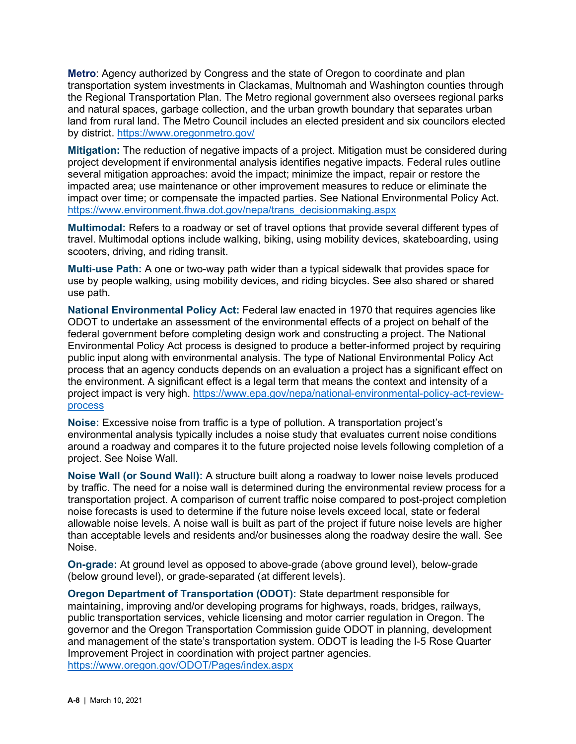**Metro**: Agency authorized by Congress and the state of Oregon to coordinate and plan transportation system investments in Clackamas, Multnomah and Washington counties through the Regional Transportation Plan. The Metro regional government also oversees regional parks and natural spaces, garbage collection, and the urban growth boundary that separates urban land from rural land. The Metro Council includes an elected president and six councilors elected by district. https://www.oregonmetro.gov/

**Mitigation:** The reduction of negative impacts of a project. Mitigation must be considered during project development if environmental analysis identifies negative impacts. Federal rules outline several mitigation approaches: avoid the impact; minimize the impact, repair or restore the impacted area; use maintenance or other improvement measures to reduce or eliminate the impact over time; or compensate the impacted parties. See National Environmental Policy Act. https://www.environment.fhwa.dot.gov/nepa/trans_decisionmaking.aspx

**Multimodal:** Refers to a roadway or set of travel options that provide several different types of travel. Multimodal options include walking, biking, using mobility devices, skateboarding, using scooters, driving, and riding transit.

**Multi-use Path:** A one or two-way path wider than a typical sidewalk that provides space for use by people walking, using mobility devices, and riding bicycles. See also shared or shared use path.

**National Environmental Policy Act:** Federal law enacted in 1970 that requires agencies like ODOT to undertake an assessment of the environmental effects of a project on behalf of the federal government before completing design work and constructing a project. The National Environmental Policy Act process is designed to produce a better-informed project by requiring public input along with environmental analysis. The type of National Environmental Policy Act process that an agency conducts depends on an evaluation a project has a significant effect on the environment. A significant effect is a legal term that means the context and intensity of a project impact is very high. https://www.epa.gov/nepa/national-environmental-policy-act-review-process

**Noise:** Excessive noise from traffic is a type of pollution. A transportation project's environmental analysis typically includes a noise study that evaluates current noise conditions around a roadway and compares it to the future projected noise levels following completion of a project. See Noise Wall.

**Noise Wall (or Sound Wall):** A structure built along a roadway to lower noise levels produced by traffic. The need for a noise wall is determined during the environmental review process for a transportation project. A comparison of current traffic noise compared to post-project completion noise forecasts is used to determine if the future noise levels exceed local, state or federal allowable noise levels. A noise wall is built as part of the project if future noise levels are higher than acceptable levels and residents and/or businesses along the roadway desire the wall. See Noise.

**On-grade:** At ground level as opposed to above-grade (above ground level), below-grade (below ground level), or grade-separated (at different levels).

**Oregon Department of Transportation (ODOT):** State department responsible for maintaining, improving and/or developing programs for highways, roads, bridges, railways, public transportation services, vehicle licensing and motor carrier regulation in Oregon. The governor and the Oregon Transportation Commission guide ODOT in planning, development and management of the state's transportation system. ODOT is leading the I-5 Rose Quarter Improvement Project in coordination with project partner agencies. https://www.oregon.gov/ODOT/Pages/index.aspx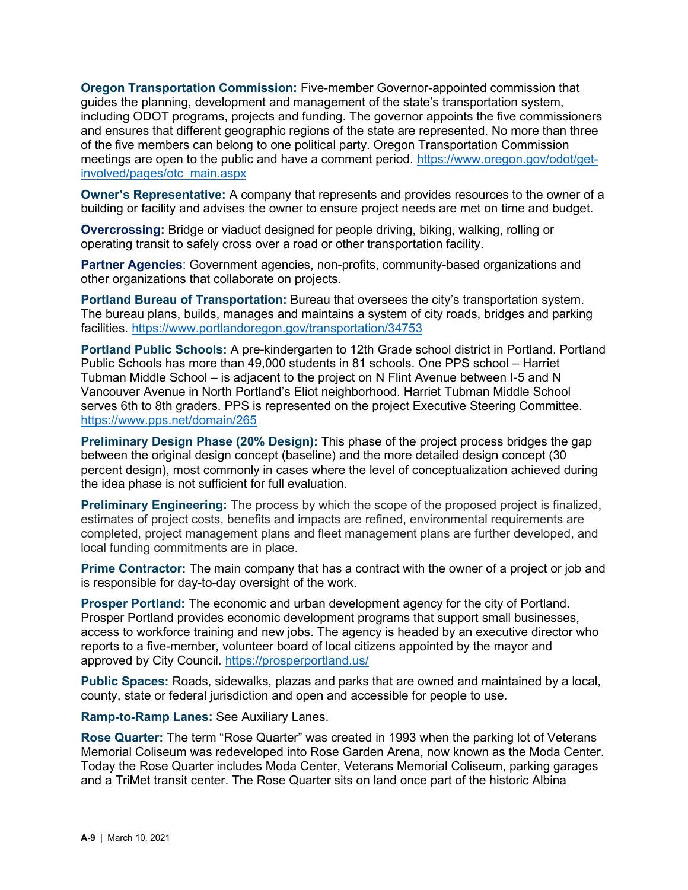**Oregon Transportation Commission:** Five-member Governor-appointed commission that guides the planning, development and management of the state's transportation system, including ODOT programs, projects and funding. The governor appoints the five commissioners and ensures that different geographic regions of the state are represented. No more than three of the five members can belong to one political party. Oregon Transportation Commission meetings are open to the public and have a comment period. https://www.oregon.gov/odot/get-involved/pages/otc_main.aspx

**Owner's Representative:** A company that represents and provides resources to the owner of a building or facility and advises the owner to ensure project needs are met on time and budget.

**Overcrossing:** Bridge or viaduct designed for people driving, biking, walking, rolling or operating transit to safely cross over a road or other transportation facility.

**Partner Agencies**: Government agencies, non-profits, community-based organizations and other organizations that collaborate on projects.

**Portland Bureau of Transportation:** Bureau that oversees the city's transportation system. The bureau plans, builds, manages and maintains a system of city roads, bridges and parking facilities. https://www.portlandoregon.gov/transportation/34753

**Portland Public Schools:** A pre-kindergarten to 12th Grade school district in Portland. Portland Public Schools has more than 49,000 students in 81 schools. One PPS school – Harriet Tubman Middle School – is adjacent to the project on N Flint Avenue between I-5 and N Vancouver Avenue in North Portland's Eliot neighborhood. Harriet Tubman Middle School serves 6th to 8th graders. PPS is represented on the project Executive Steering Committee. https://www.pps.net/domain/265

**Preliminary Design Phase (20% Design):** This phase of the project process bridges the gap between the original design concept (baseline) and the more detailed design concept (30 percent design), most commonly in cases where the level of conceptualization achieved during the idea phase is not sufficient for full evaluation.

**Preliminary Engineering:** The process by which the scope of the proposed project is finalized, estimates of project costs, benefits and impacts are refined, environmental requirements are completed, project management plans and fleet management plans are further developed, and local funding commitments are in place.

**Prime Contractor:** The main company that has a contract with the owner of a project or job and is responsible for day-to-day oversight of the work.

**Prosper Portland:** The economic and urban development agency for the city of Portland. Prosper Portland provides economic development programs that support small businesses, access to workforce training and new jobs. The agency is headed by an executive director who reports to a five-member, volunteer board of local citizens appointed by the mayor and approved by City Council. https://prosperportland.us/

**Public Spaces:** Roads, sidewalks, plazas and parks that are owned and maintained by a local, county, state or federal jurisdiction and open and accessible for people to use.

**Ramp-to-Ramp Lanes:** See Auxiliary Lanes.

**Rose Quarter:** The term "Rose Quarter" was created in 1993 when the parking lot of Veterans Memorial Coliseum was redeveloped into Rose Garden Arena, now known as the Moda Center. Today the Rose Quarter includes Moda Center, Veterans Memorial Coliseum, parking garages and a TriMet transit center. The Rose Quarter sits on land once part of the historic Albina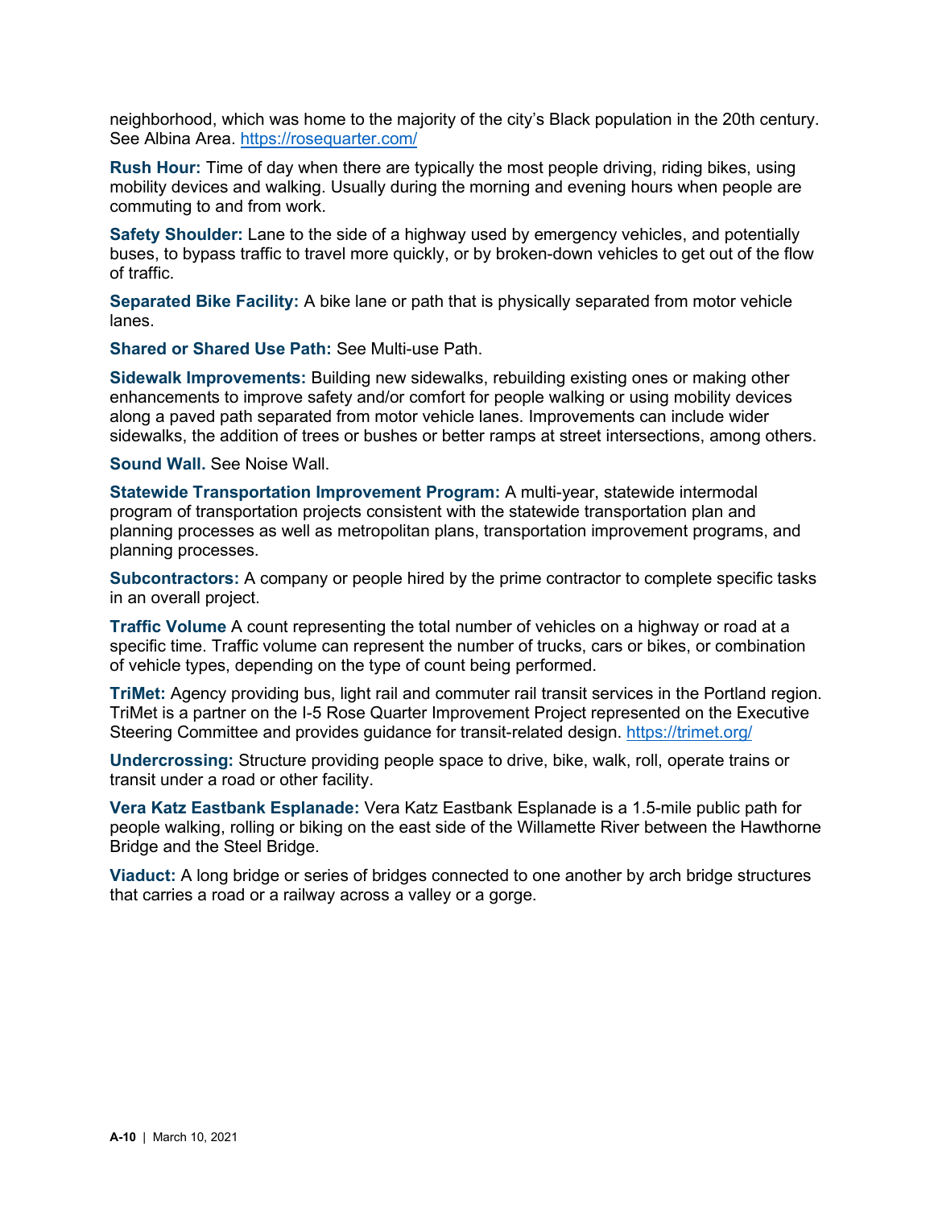neighborhood, which was home to the majority of the city's Black population in the 20th century. See Albina Area. https://rosequarter.com/

**Rush Hour:** Time of day when there are typically the most people driving, riding bikes, using mobility devices and walking. Usually during the morning and evening hours when people are commuting to and from work.

**Safety Shoulder:** Lane to the side of a highway used by emergency vehicles, and potentially buses, to bypass traffic to travel more quickly, or by broken-down vehicles to get out of the flow of traffic.

**Separated Bike Facility:** A bike lane or path that is physically separated from motor vehicle lanes.

**Shared or Shared Use Path:** See Multi-use Path.

**Sidewalk Improvements:** Building new sidewalks, rebuilding existing ones or making other enhancements to improve safety and/or comfort for people walking or using mobility devices along a paved path separated from motor vehicle lanes. Improvements can include wider sidewalks, the addition of trees or bushes or better ramps at street intersections, among others.

**Sound Wall.** See Noise Wall.

**Statewide Transportation Improvement Program:** A multi-year, statewide intermodal program of transportation projects consistent with the statewide transportation plan and planning processes as well as metropolitan plans, transportation improvement programs, and planning processes.

**Subcontractors:** A company or people hired by the prime contractor to complete specific tasks in an overall project.

**Traffic Volume** A count representing the total number of vehicles on a highway or road at a specific time. Traffic volume can represent the number of trucks, cars or bikes, or combination of vehicle types, depending on the type of count being performed.

**TriMet:** Agency providing bus, light rail and commuter rail transit services in the Portland region. TriMet is a partner on the I-5 Rose Quarter Improvement Project represented on the Executive Steering Committee and provides guidance for transit-related design. https://trimet.org/

**Undercrossing:** Structure providing people space to drive, bike, walk, roll, operate trains or transit under a road or other facility.

**Vera Katz Eastbank Esplanade:** Vera Katz Eastbank Esplanade is a 1.5-mile public path for people walking, rolling or biking on the east side of the Willamette River between the Hawthorne Bridge and the Steel Bridge.

**Viaduct:** A long bridge or series of bridges connected to one another by arch bridge structures that carries a road or a railway across a valley or a gorge.